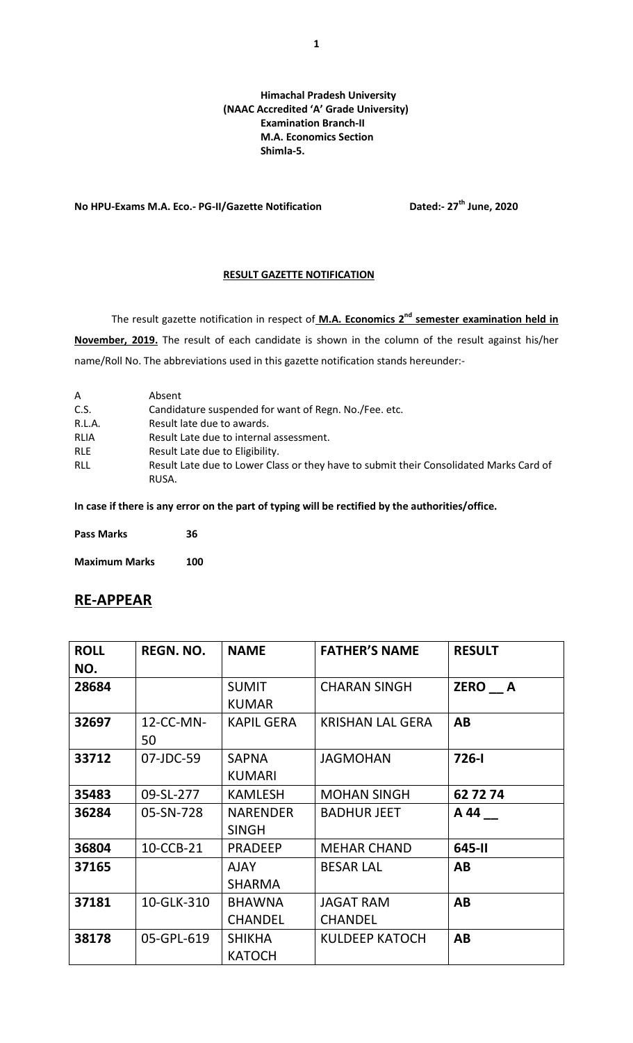**Himachal Pradesh University**
**(NAAC Accredited 'A' Grade University)**
**Examination Branch-II**
**M.A. Economics Section**
**Shimla-5.**

**No HPU-Exams M.A. Eco.- PG-II/Gazette Notification** **Dated:- 27th June, 2020**

**RESULT GAZETTE NOTIFICATION**

The result gazette notification in respect of **M.A. Economics 2nd semester examination held in November, 2019.** The result of each candidate is shown in the column of the result against his/her name/Roll No. The abbreviations used in this gazette notification stands hereunder:-

| | |
|---|---|
| A | Absent |
| C.S. | Candidature suspended for want of Regn. No./Fee. etc. |
| R.L.A. | Result late due to awards. |
| RLIA | Result Late due to internal assessment. |
| RLE | Result Late due to Eligibility. |
| RLL | Result Late due to Lower Class or they have to submit their Consolidated Marks Card of RUSA. |

**In case if there is any error on the part of typing will be rectified by the authorities/office.**

**Pass Marks** **36**

**Maximum Marks** **100**

## RE-APPEAR

| ROLL NO. | REGN. NO. | NAME | FATHER'S NAME | RESULT |
|---|---|---|---|---|
| 28684 | | SUMIT KUMAR | CHARAN SINGH | ZERO __ A |
| 32697 | 12-CC-MN-50 | KAPIL GERA | KRISHAN LAL GERA | AB |
| 33712 | 07-JDC-59 | SAPNA KUMARI | JAGMOHAN | 726-I |
| 35483 | 09-SL-277 | KAMLESH | MOHAN SINGH | 62 72 74 |
| 36284 | 05-SN-728 | NARENDER SINGH | BADHUR JEET | A 44 __ |
| 36804 | 10-CCB-21 | PRADEEP | MEHAR CHAND | 645-II |
| 37165 | | AJAY SHARMA | BESAR LAL | AB |
| 37181 | 10-GLK-310 | BHAWNA CHANDEL | JAGAT RAM CHANDEL | AB |
| 38178 | 05-GPL-619 | SHIKHA KATOCH | KULDEEP KATOCH | AB |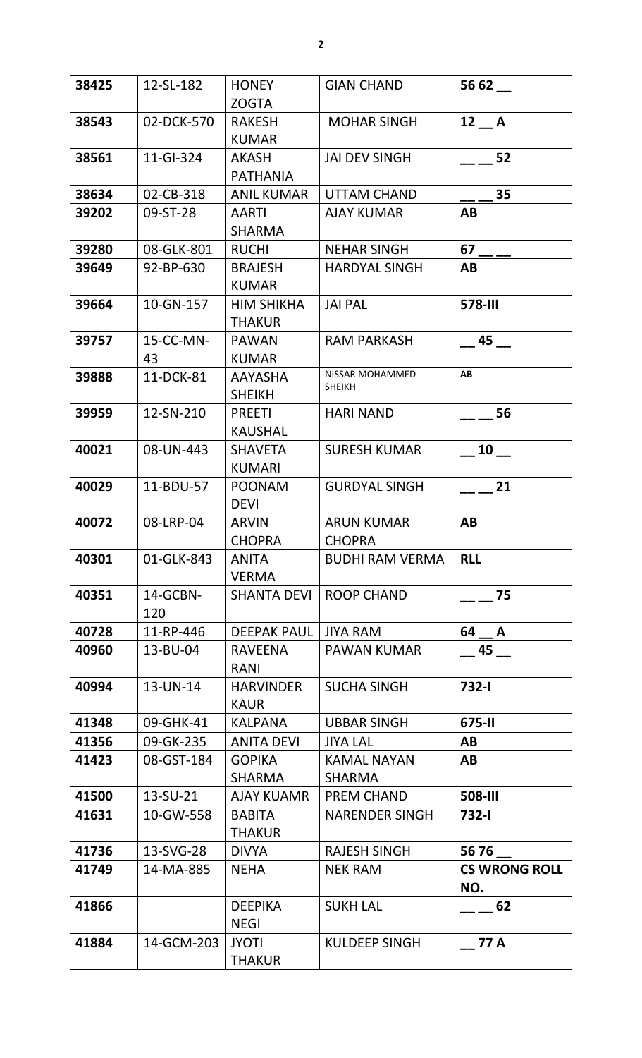| 38425 | 12-SL-182 | HONEY ZOGTA | GIAN CHAND | 56 62 __ |
|---|---|---|---|---|
| 38543 | 02-DCK-570 | RAKESH KUMAR | MOHAR SINGH | 12 __ A |
| 38561 | 11-GI-324 | AKASH PATHANIA | JAI DEV SINGH | __ __ 52 |
| 38634 | 02-CB-318 | ANIL KUMAR | UTTAM CHAND | __ __ 35 |
| 39202 | 09-ST-28 | AARTI SHARMA | AJAY KUMAR | AB |
| 39280 | 08-GLK-801 | RUCHI | NEHAR SINGH | 67 __ __ |
| 39649 | 92-BP-630 | BRAJESH KUMAR | HARDYAL SINGH | AB |
| 39664 | 10-GN-157 | HIM SHIKHA THAKUR | JAI PAL | 578-III |
| 39757 | 15-CC-MN-43 | PAWAN KUMAR | RAM PARKASH | __ 45 __ |
| 39888 | 11-DCK-81 | AAYASHA SHEIKH | NISSAR MOHAMMED SHEIKH | AB |
| 39959 | 12-SN-210 | PREETI KAUSHAL | HARI NAND | __ __ 56 |
| 40021 | 08-UN-443 | SHAVETA KUMARI | SURESH KUMAR | __ 10 __ |
| 40029 | 11-BDU-57 | POONAM DEVI | GURDYAL SINGH | __ __ 21 |
| 40072 | 08-LRP-04 | ARVIN CHOPRA | ARUN KUMAR CHOPRA | AB |
| 40301 | 01-GLK-843 | ANITA VERMA | BUDHI RAM VERMA | RLL |
| 40351 | 14-GCBN-120 | SHANTA DEVI | ROOP CHAND | __ __ 75 |
| 40728 | 11-RP-446 | DEEPAK PAUL | JIYA RAM | 64 __ A |
| 40960 | 13-BU-04 | RAVEENA RANI | PAWAN KUMAR | __ 45 __ |
| 40994 | 13-UN-14 | HARVINDER KAUR | SUCHA SINGH | 732-I |
| 41348 | 09-GHK-41 | KALPANA | UBBAR SINGH | 675-II |
| 41356 | 09-GK-235 | ANITA DEVI | JIYA LAL | AB |
| 41423 | 08-GST-184 | GOPIKA SHARMA | KAMAL NAYAN SHARMA | AB |
| 41500 | 13-SU-21 | AJAY KUAMR | PREM CHAND | 508-III |
| 41631 | 10-GW-558 | BABITA THAKUR | NARENDER SINGH | 732-I |
| 41736 | 13-SVG-28 | DIVYA | RAJESH SINGH | 56 76 __ |
| 41749 | 14-MA-885 | NEHA | NEK RAM | CS WRONG ROLL NO. |
| 41866 | | DEEPIKA NEGI | SUKH LAL | __ __ 62 |
| 41884 | 14-GCM-203 | JYOTI THAKUR | KULDEEP SINGH | __ 77 A |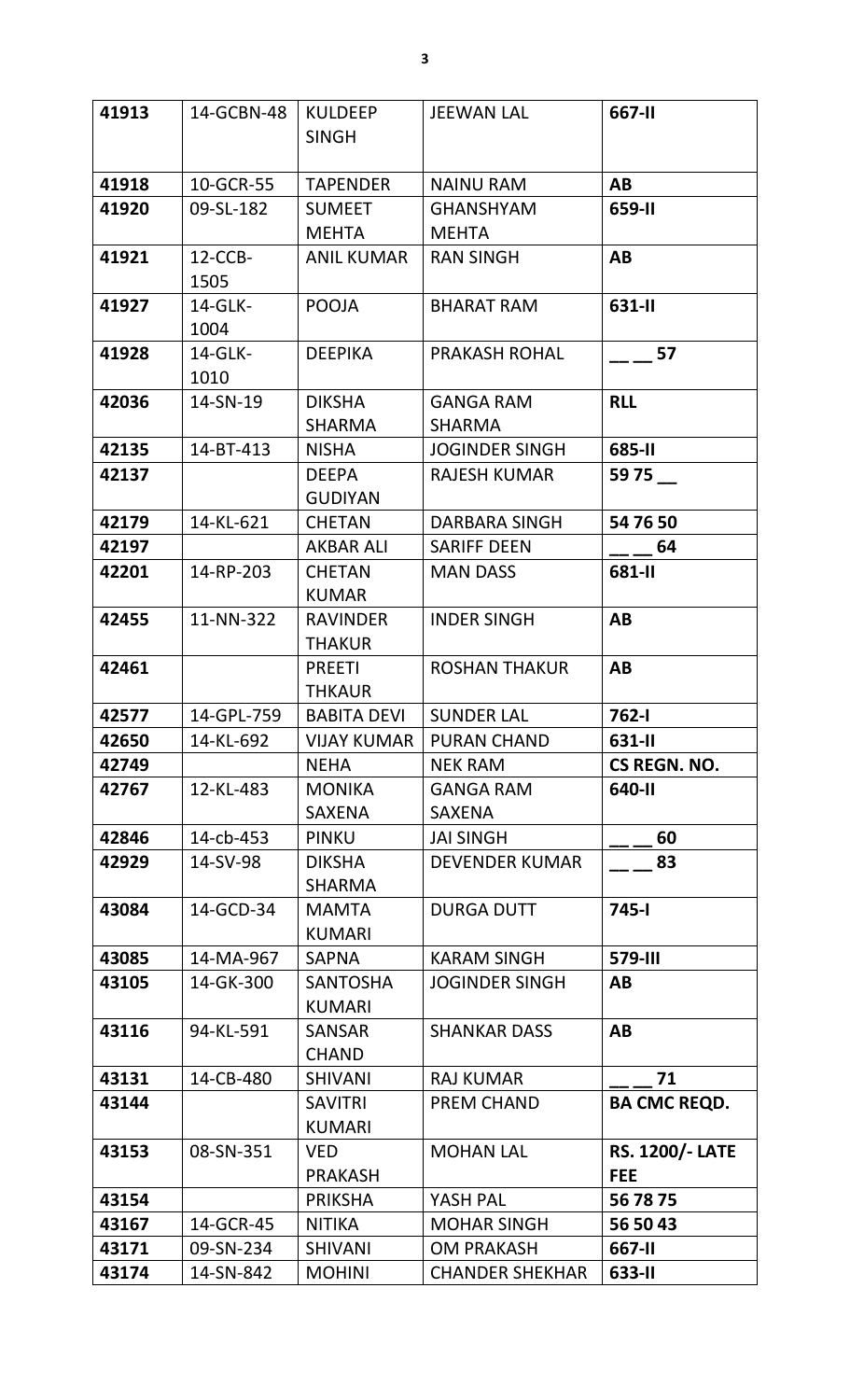| 41913 | 14-GCBN-48 | KULDEEP SINGH | JEEWAN LAL | **667-II** |
|---|---|---|---|---|
| 41918 | 10-GCR-55 | TAPENDER | NAINU RAM | **AB** |
| 41920 | 09-SL-182 | SUMEET MEHTA | GHANSHYAM MEHTA | **659-II** |
| 41921 | 12-CCB-1505 | ANIL KUMAR | RAN SINGH | **AB** |
| 41927 | 14-GLK-1004 | POOJA | BHARAT RAM | **631-II** |
| 41928 | 14-GLK-1010 | DEEPIKA | PRAKASH ROHAL | **__ __ 57** |
| 42036 | 14-SN-19 | DIKSHA SHARMA | GANGA RAM SHARMA | **RLL** |
| 42135 | 14-BT-413 | NISHA | JOGINDER SINGH | **685-II** |
| 42137 | | DEEPA GUDIYAN | RAJESH KUMAR | **59 75 __** |
| 42179 | 14-KL-621 | CHETAN | DARBARA SINGH | **54 76 50** |
| 42197 | | AKBAR ALI | SARIFF DEEN | **__ __ 64** |
| 42201 | 14-RP-203 | CHETAN KUMAR | MAN DASS | **681-II** |
| 42455 | 11-NN-322 | RAVINDER THAKUR | INDER SINGH | **AB** |
| 42461 | | PREETI THKAUR | ROSHAN THAKUR | **AB** |
| 42577 | 14-GPL-759 | BABITA DEVI | SUNDER LAL | **762-I** |
| 42650 | 14-KL-692 | VIJAY KUMAR | PURAN CHAND | **631-II** |
| 42749 | | NEHA | NEK RAM | **CS REGN. NO.** |
| 42767 | 12-KL-483 | MONIKA SAXENA | GANGA RAM SAXENA | **640-II** |
| 42846 | 14-cb-453 | PINKU | JAI SINGH | **__ __ 60** |
| 42929 | 14-SV-98 | DIKSHA SHARMA | DEVENDER KUMAR | **__ __ 83** |
| 43084 | 14-GCD-34 | MAMTA KUMARI | DURGA DUTT | **745-I** |
| 43085 | 14-MA-967 | SAPNA | KARAM SINGH | **579-III** |
| 43105 | 14-GK-300 | SANTOSHA KUMARI | JOGINDER SINGH | **AB** |
| 43116 | 94-KL-591 | SANSAR CHAND | SHANKAR DASS | **AB** |
| 43131 | 14-CB-480 | SHIVANI | RAJ KUMAR | **__ __ 71** |
| 43144 | | SAVITRI KUMARI | PREM CHAND | **BA CMC REQD.** |
| 43153 | 08-SN-351 | VED PRAKASH | MOHAN LAL | **RS. 1200/- LATE FEE** |
| 43154 | | PRIKSHA | YASH PAL | **56 78 75** |
| 43167 | 14-GCR-45 | NITIKA | MOHAR SINGH | **56 50 43** |
| 43171 | 09-SN-234 | SHIVANI | OM PRAKASH | **667-II** |
| 43174 | 14-SN-842 | MOHINI | CHANDER SHEKHAR | **633-II** |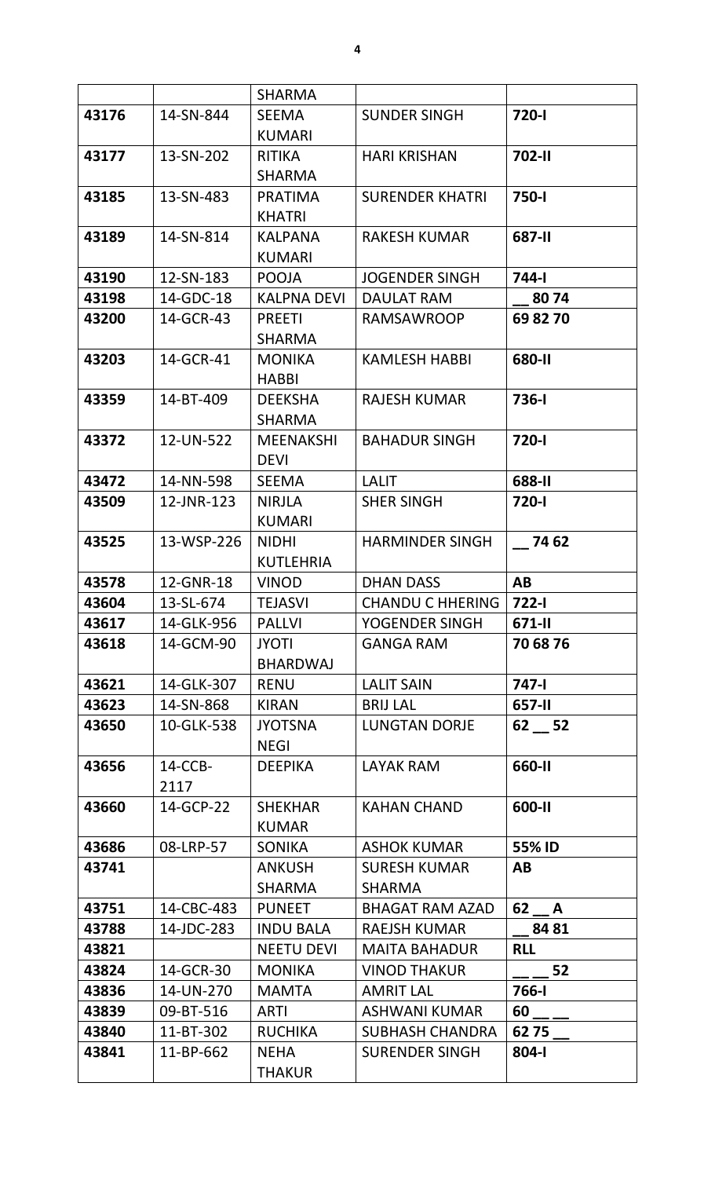| | | SHARMA | | |
|---|---|---|---|---|
| 43176 | 14-SN-844 | SEEMA KUMARI | SUNDER SINGH | 720-I |
| 43177 | 13-SN-202 | RITIKA SHARMA | HARI KRISHAN | 702-II |
| 43185 | 13-SN-483 | PRATIMA KHATRI | SURENDER KHATRI | 750-I |
| 43189 | 14-SN-814 | KALPANA KUMARI | RAKESH KUMAR | 687-II |
| 43190 | 12-SN-183 | POOJA | JOGENDER SINGH | 744-I |
| 43198 | 14-GDC-18 | KALPNA DEVI | DAULAT RAM | __ 80 74 |
| 43200 | 14-GCR-43 | PREETI SHARMA | RAMSAWROOP | 69 82 70 |
| 43203 | 14-GCR-41 | MONIKA HABBI | KAMLESH HABBI | 680-II |
| 43359 | 14-BT-409 | DEEKSHA SHARMA | RAJESH KUMAR | 736-I |
| 43372 | 12-UN-522 | MEENAKSHI DEVI | BAHADUR SINGH | 720-I |
| 43472 | 14-NN-598 | SEEMA | LALIT | 688-II |
| 43509 | 12-JNR-123 | NIRJLA KUMARI | SHER SINGH | 720-I |
| 43525 | 13-WSP-226 | NIDHI KUTLEHRIA | HARMINDER SINGH | __ 74 62 |
| 43578 | 12-GNR-18 | VINOD | DHAN DASS | AB |
| 43604 | 13-SL-674 | TEJASVI | CHANDU C HHERING | 722-I |
| 43617 | 14-GLK-956 | PALLVI | YOGENDER SINGH | 671-II |
| 43618 | 14-GCM-90 | JYOTI BHARDWAJ | GANGA RAM | 70 68 76 |
| 43621 | 14-GLK-307 | RENU | LALIT SAIN | 747-I |
| 43623 | 14-SN-868 | KIRAN | BRIJ LAL | 657-II |
| 43650 | 10-GLK-538 | JYOTSNA NEGI | LUNGTAN DORJE | 62 __ 52 |
| 43656 | 14-CCB-2117 | DEEPIKA | LAYAK RAM | 660-II |
| 43660 | 14-GCP-22 | SHEKHAR KUMAR | KAHAN CHAND | 600-II |
| 43686 | 08-LRP-57 | SONIKA | ASHOK KUMAR | 55% ID |
| 43741 | | ANKUSH SHARMA | SURESH KUMAR SHARMA | AB |
| 43751 | 14-CBC-483 | PUNEET | BHAGAT RAM AZAD | 62 __ A |
| 43788 | 14-JDC-283 | INDU BALA | RAEJSH KUMAR | __ 84 81 |
| 43821 | | NEETU DEVI | MAITA BAHADUR | RLL |
| 43824 | 14-GCR-30 | MONIKA | VINOD THAKUR | __ __ 52 |
| 43836 | 14-UN-270 | MAMTA | AMRIT LAL | 766-I |
| 43839 | 09-BT-516 | ARTI | ASHWANI KUMAR | 60 __ __ |
| 43840 | 11-BT-302 | RUCHIKA | SUBHASH CHANDRA | 62 75 __ |
| 43841 | 11-BP-662 | NEHA THAKUR | SURENDER SINGH | 804-I |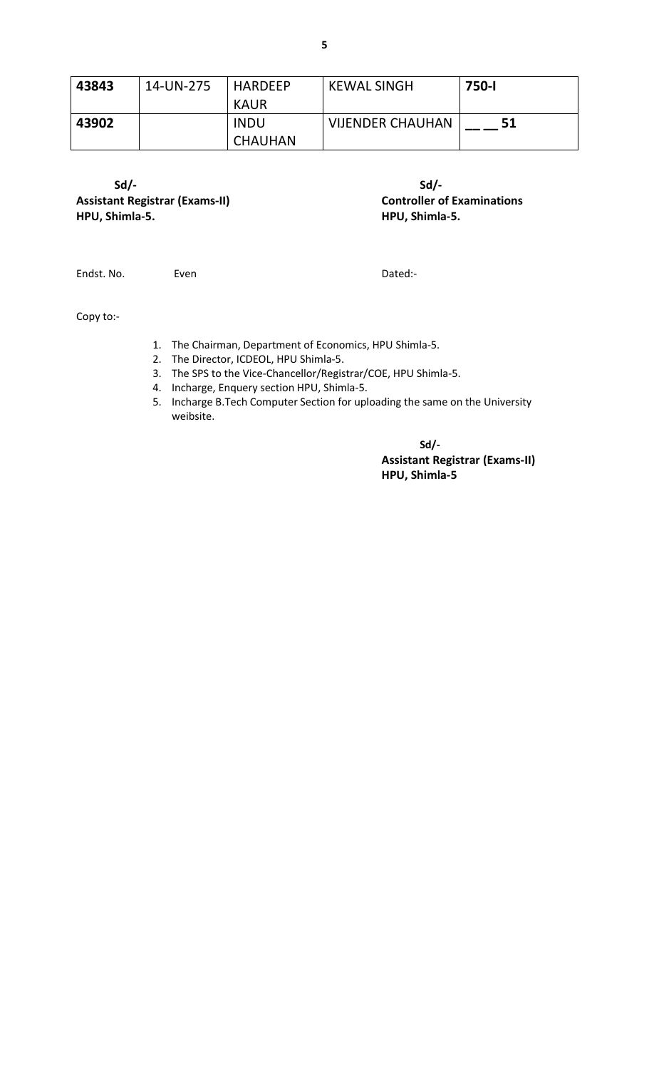| | | | | |
|---|---|---|---|---|
| **43843** | 14-UN-275 | HARDEEP KAUR | KEWAL SINGH | **750-I** |
| **43902** | | INDU CHAUHAN | VIJENDER CHAUHAN | **__ __ 51** |

**Sd/-**
**Assistant Registrar (Exams-II)**
**HPU, Shimla-5.**

**Sd/-**
**Controller of Examinations**
**HPU, Shimla-5.**

Endst. No. Even Dated:-

Copy to:-

1. The Chairman, Department of Economics, HPU Shimla-5.
2. The Director, ICDEOL, HPU Shimla-5.
3. The SPS to the Vice-Chancellor/Registrar/COE, HPU Shimla-5.
4. Incharge, Enquery section HPU, Shimla-5.
5. Incharge B.Tech Computer Section for uploading the same on the University weibsite.

**Sd/-**
**Assistant Registrar (Exams-II)**
**HPU, Shimla-5**